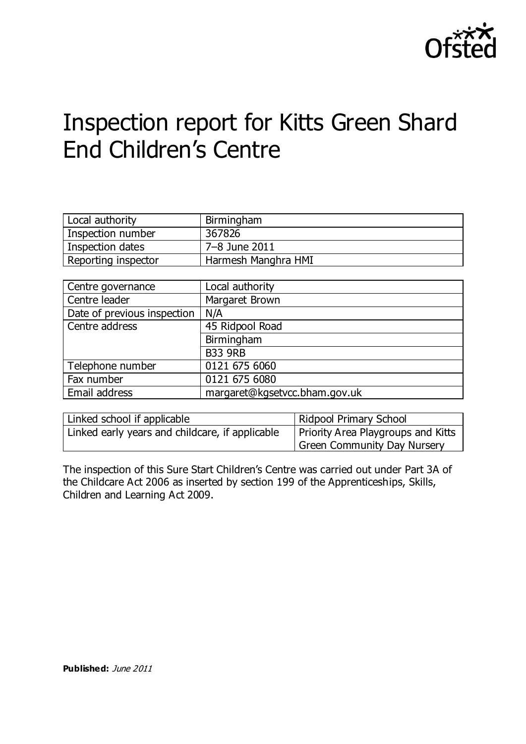# Inspection report for Kitts Green Shard End Children's Centre

| Local authority | Birmingham |
|---|---|
| Inspection number | 367826 |
| Inspection dates | 7–8 June 2011 |
| Reporting inspector | Harmesh Manghra HMI |

| Centre governance | Local authority |
|---|---|
| Centre leader | Margaret Brown |
| Date of previous inspection | N/A |
| Centre address | 45 Ridpool Road |
| | Birmingham |
| | B33 9RB |
| Telephone number | 0121 675 6060 |
| Fax number | 0121 675 6080 |
| Email address | margaret@kgsetvcc.bham.gov.uk |

| Linked school if applicable | Ridpool Primary School |
|---|---|
| Linked early years and childcare, if applicable | Priority Area Playgroups and Kitts Green Community Day Nursery |

The inspection of this Sure Start Children's Centre was carried out under Part 3A of the Childcare Act 2006 as inserted by section 199 of the Apprenticeships, Skills, Children and Learning Act 2009.

**Published:** *June 2011*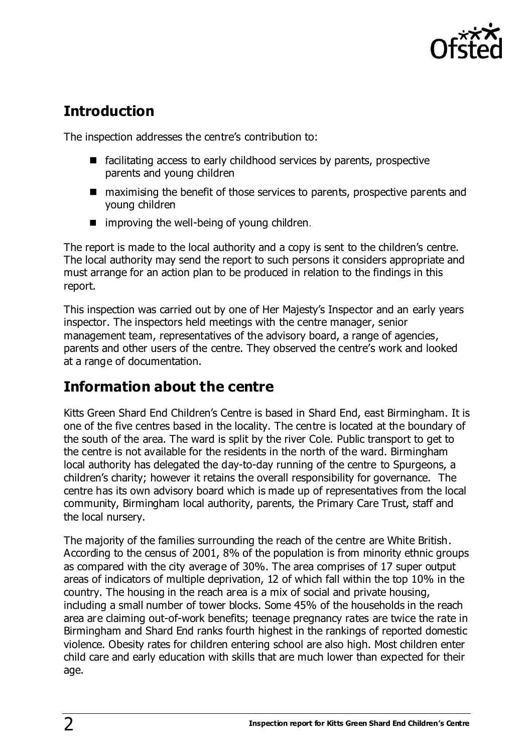## Introduction

The inspection addresses the centre's contribution to:

- facilitating access to early childhood services by parents, prospective parents and young children
- maximising the benefit of those services to parents, prospective parents and young children
- improving the well-being of young children.

The report is made to the local authority and a copy is sent to the children's centre. The local authority may send the report to such persons it considers appropriate and must arrange for an action plan to be produced in relation to the findings in this report.

This inspection was carried out by one of Her Majesty's Inspector and an early years inspector. The inspectors held meetings with the centre manager, senior management team, representatives of the advisory board, a range of agencies, parents and other users of the centre. They observed the centre's work and looked at a range of documentation.

## Information about the centre

Kitts Green Shard End Children's Centre is based in Shard End, east Birmingham. It is one of the five centres based in the locality. The centre is located at the boundary of the south of the area. The ward is split by the river Cole. Public transport to get to the centre is not available for the residents in the north of the ward. Birmingham local authority has delegated the day-to-day running of the centre to Spurgeons, a children's charity; however it retains the overall responsibility for governance. The centre has its own advisory board which is made up of representatives from the local community, Birmingham local authority, parents, the Primary Care Trust, staff and the local nursery.

The majority of the families surrounding the reach of the centre are White British. According to the census of 2001, 8% of the population is from minority ethnic groups as compared with the city average of 30%. The area comprises of 17 super output areas of indicators of multiple deprivation, 12 of which fall within the top 10% in the country. The housing in the reach area is a mix of social and private housing, including a small number of tower blocks. Some 45% of the households in the reach area are claiming out-of-work benefits; teenage pregnancy rates are twice the rate in Birmingham and Shard End ranks fourth highest in the rankings of reported domestic violence. Obesity rates for children entering school are also high. Most children enter child care and early education with skills that are much lower than expected for their age.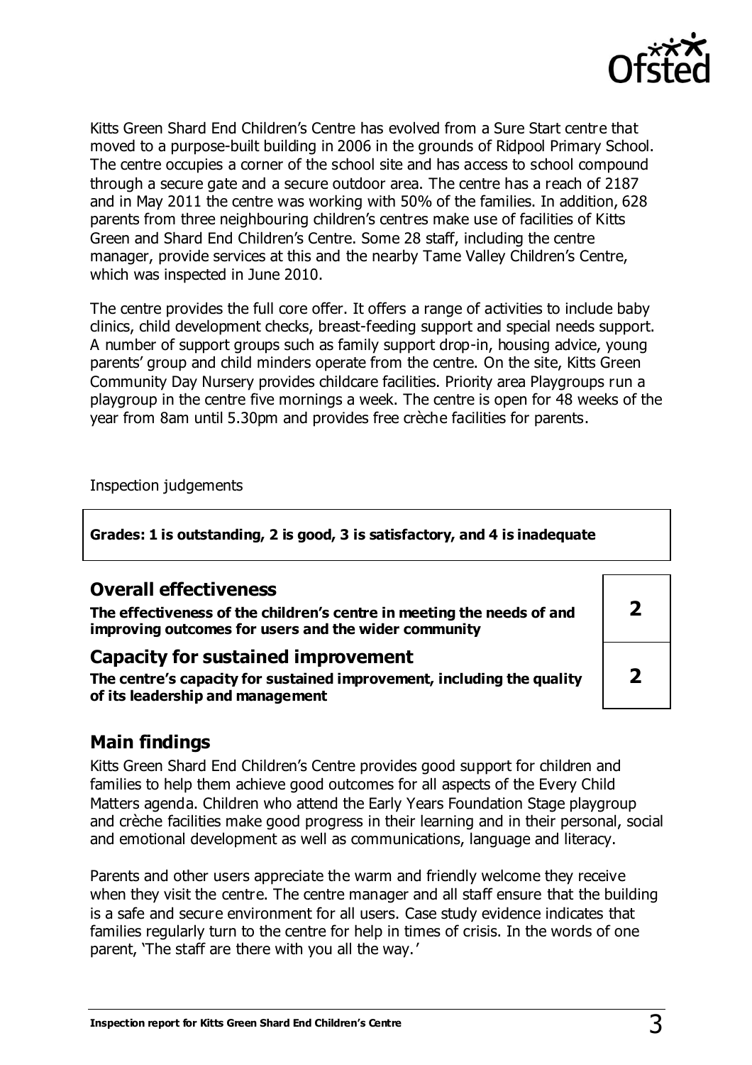Kitts Green Shard End Children's Centre has evolved from a Sure Start centre that moved to a purpose-built building in 2006 in the grounds of Ridpool Primary School. The centre occupies a corner of the school site and has access to school compound through a secure gate and a secure outdoor area. The centre has a reach of 2187 and in May 2011 the centre was working with 50% of the families. In addition, 628 parents from three neighbouring children's centres make use of facilities of Kitts Green and Shard End Children's Centre. Some 28 staff, including the centre manager, provide services at this and the nearby Tame Valley Children's Centre, which was inspected in June 2010.

The centre provides the full core offer. It offers a range of activities to include baby clinics, child development checks, breast-feeding support and special needs support. A number of support groups such as family support drop-in, housing advice, young parents' group and child minders operate from the centre. On the site, Kitts Green Community Day Nursery provides childcare facilities. Priority area Playgroups run a playgroup in the centre five mornings a week. The centre is open for 48 weeks of the year from 8am until 5.30pm and provides free crèche facilities for parents.

Inspection judgements

**Grades: 1 is outstanding, 2 is good, 3 is satisfactory, and 4 is inadequate**

| | |
|---|---|
| **Overall effectiveness**<br>**The effectiveness of the children's centre in meeting the needs of and improving outcomes for users and the wider community** | **2** |
| **Capacity for sustained improvement**<br>**The centre's capacity for sustained improvement, including the quality of its leadership and management** | **2** |

## Main findings

Kitts Green Shard End Children's Centre provides good support for children and families to help them achieve good outcomes for all aspects of the Every Child Matters agenda. Children who attend the Early Years Foundation Stage playgroup and crèche facilities make good progress in their learning and in their personal, social and emotional development as well as communications, language and literacy.

Parents and other users appreciate the warm and friendly welcome they receive when they visit the centre. The centre manager and all staff ensure that the building is a safe and secure environment for all users. Case study evidence indicates that families regularly turn to the centre for help in times of crisis. In the words of one parent, 'The staff are there with you all the way.'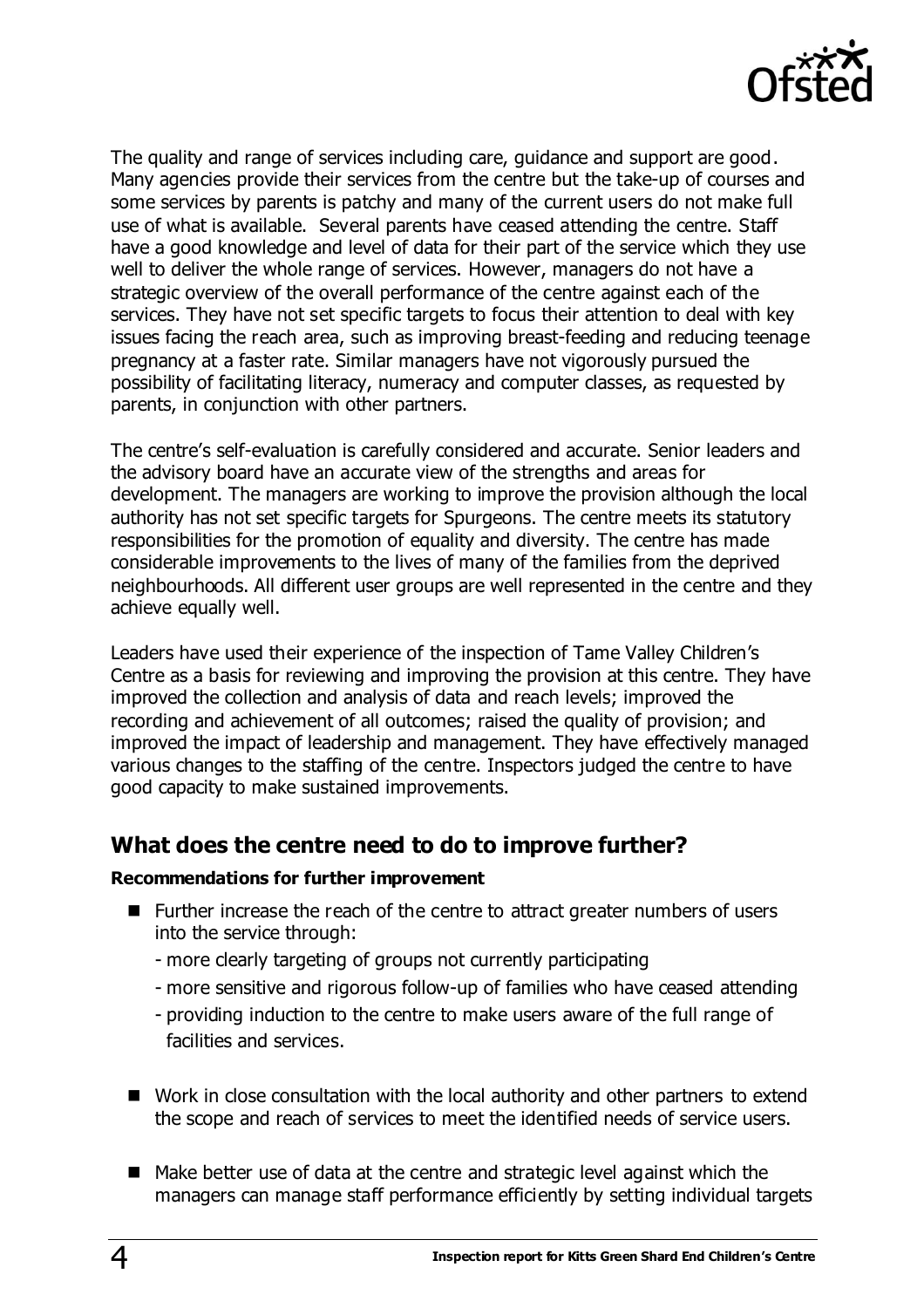The quality and range of services including care, guidance and support are good. Many agencies provide their services from the centre but the take-up of courses and some services by parents is patchy and many of the current users do not make full use of what is available. Several parents have ceased attending the centre. Staff have a good knowledge and level of data for their part of the service which they use well to deliver the whole range of services. However, managers do not have a strategic overview of the overall performance of the centre against each of the services. They have not set specific targets to focus their attention to deal with key issues facing the reach area, such as improving breast-feeding and reducing teenage pregnancy at a faster rate. Similar managers have not vigorously pursued the possibility of facilitating literacy, numeracy and computer classes, as requested by parents, in conjunction with other partners.

The centre's self-evaluation is carefully considered and accurate. Senior leaders and the advisory board have an accurate view of the strengths and areas for development. The managers are working to improve the provision although the local authority has not set specific targets for Spurgeons. The centre meets its statutory responsibilities for the promotion of equality and diversity. The centre has made considerable improvements to the lives of many of the families from the deprived neighbourhoods. All different user groups are well represented in the centre and they achieve equally well.

Leaders have used their experience of the inspection of Tame Valley Children's Centre as a basis for reviewing and improving the provision at this centre. They have improved the collection and analysis of data and reach levels; improved the recording and achievement of all outcomes; raised the quality of provision; and improved the impact of leadership and management. They have effectively managed various changes to the staffing of the centre. Inspectors judged the centre to have good capacity to make sustained improvements.

## What does the centre need to do to improve further?

**Recommendations for further improvement**

- Further increase the reach of the centre to attract greater numbers of users into the service through:
  - more clearly targeting of groups not currently participating
  - more sensitive and rigorous follow-up of families who have ceased attending
  - providing induction to the centre to make users aware of the full range of facilities and services.

- Work in close consultation with the local authority and other partners to extend the scope and reach of services to meet the identified needs of service users.

- Make better use of data at the centre and strategic level against which the managers can manage staff performance efficiently by setting individual targets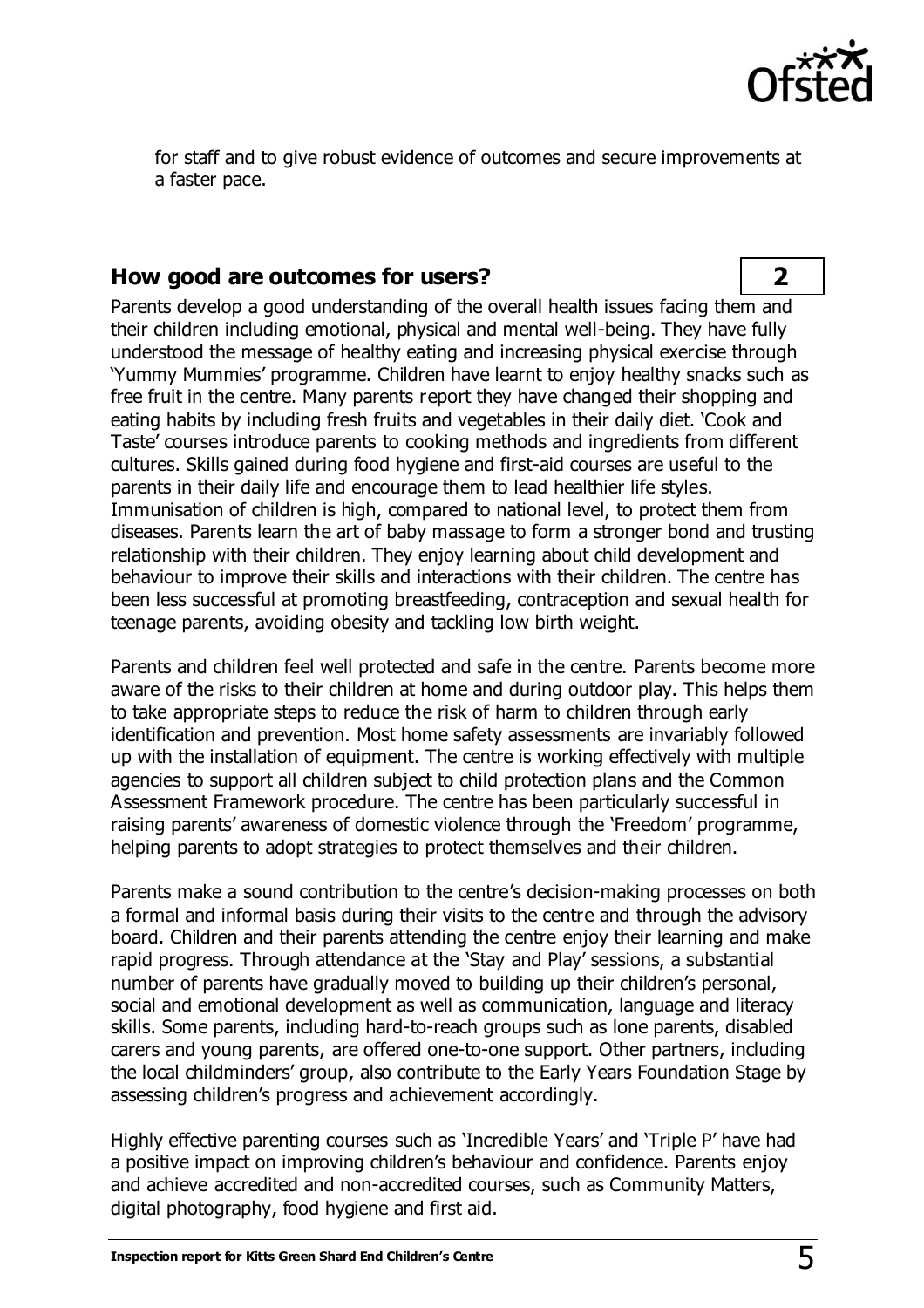for staff and to give robust evidence of outcomes and secure improvements at a faster pace.

## How good are outcomes for users? 2

Parents develop a good understanding of the overall health issues facing them and their children including emotional, physical and mental well-being. They have fully understood the message of healthy eating and increasing physical exercise through 'Yummy Mummies' programme. Children have learnt to enjoy healthy snacks such as free fruit in the centre. Many parents report they have changed their shopping and eating habits by including fresh fruits and vegetables in their daily diet. 'Cook and Taste' courses introduce parents to cooking methods and ingredients from different cultures. Skills gained during food hygiene and first-aid courses are useful to the parents in their daily life and encourage them to lead healthier life styles. Immunisation of children is high, compared to national level, to protect them from diseases. Parents learn the art of baby massage to form a stronger bond and trusting relationship with their children. They enjoy learning about child development and behaviour to improve their skills and interactions with their children. The centre has been less successful at promoting breastfeeding, contraception and sexual health for teenage parents, avoiding obesity and tackling low birth weight.

Parents and children feel well protected and safe in the centre. Parents become more aware of the risks to their children at home and during outdoor play. This helps them to take appropriate steps to reduce the risk of harm to children through early identification and prevention. Most home safety assessments are invariably followed up with the installation of equipment. The centre is working effectively with multiple agencies to support all children subject to child protection plans and the Common Assessment Framework procedure. The centre has been particularly successful in raising parents' awareness of domestic violence through the 'Freedom' programme, helping parents to adopt strategies to protect themselves and their children.

Parents make a sound contribution to the centre's decision-making processes on both a formal and informal basis during their visits to the centre and through the advisory board. Children and their parents attending the centre enjoy their learning and make rapid progress. Through attendance at the 'Stay and Play' sessions, a substantial number of parents have gradually moved to building up their children's personal, social and emotional development as well as communication, language and literacy skills. Some parents, including hard-to-reach groups such as lone parents, disabled carers and young parents, are offered one-to-one support. Other partners, including the local childminders' group, also contribute to the Early Years Foundation Stage by assessing children's progress and achievement accordingly.

Highly effective parenting courses such as 'Incredible Years' and 'Triple P' have had a positive impact on improving children's behaviour and confidence. Parents enjoy and achieve accredited and non-accredited courses, such as Community Matters, digital photography, food hygiene and first aid.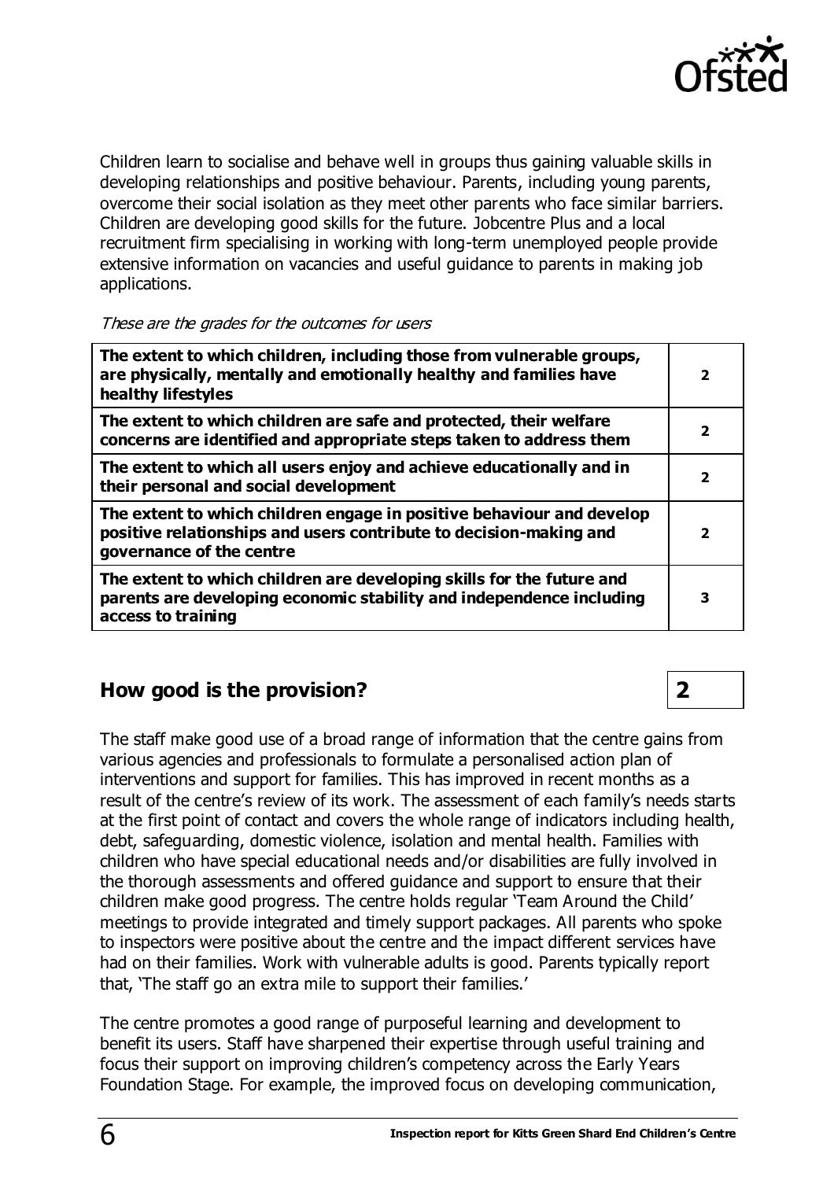Children learn to socialise and behave well in groups thus gaining valuable skills in developing relationships and positive behaviour. Parents, including young parents, overcome their social isolation as they meet other parents who face similar barriers. Children are developing good skills for the future. Jobcentre Plus and a local recruitment firm specialising in working with long-term unemployed people provide extensive information on vacancies and useful guidance to parents in making job applications.

*These are the grades for the outcomes for users*

| | |
|---|---|
| **The extent to which children, including those from vulnerable groups, are physically, mentally and emotionally healthy and families have healthy lifestyles** | **2** |
| **The extent to which children are safe and protected, their welfare concerns are identified and appropriate steps taken to address them** | **2** |
| **The extent to which all users enjoy and achieve educationally and in their personal and social development** | **2** |
| **The extent to which children engage in positive behaviour and develop positive relationships and users contribute to decision-making and governance of the centre** | **2** |
| **The extent to which children are developing skills for the future and parents are developing economic stability and independence including access to training** | **3** |

## How good is the provision? **2**

The staff make good use of a broad range of information that the centre gains from various agencies and professionals to formulate a personalised action plan of interventions and support for families. This has improved in recent months as a result of the centre's review of its work. The assessment of each family's needs starts at the first point of contact and covers the whole range of indicators including health, debt, safeguarding, domestic violence, isolation and mental health. Families with children who have special educational needs and/or disabilities are fully involved in the thorough assessments and offered guidance and support to ensure that their children make good progress. The centre holds regular 'Team Around the Child' meetings to provide integrated and timely support packages. All parents who spoke to inspectors were positive about the centre and the impact different services have had on their families. Work with vulnerable adults is good. Parents typically report that, 'The staff go an extra mile to support their families.'

The centre promotes a good range of purposeful learning and development to benefit its users. Staff have sharpened their expertise through useful training and focus their support on improving children's competency across the Early Years Foundation Stage. For example, the improved focus on developing communication,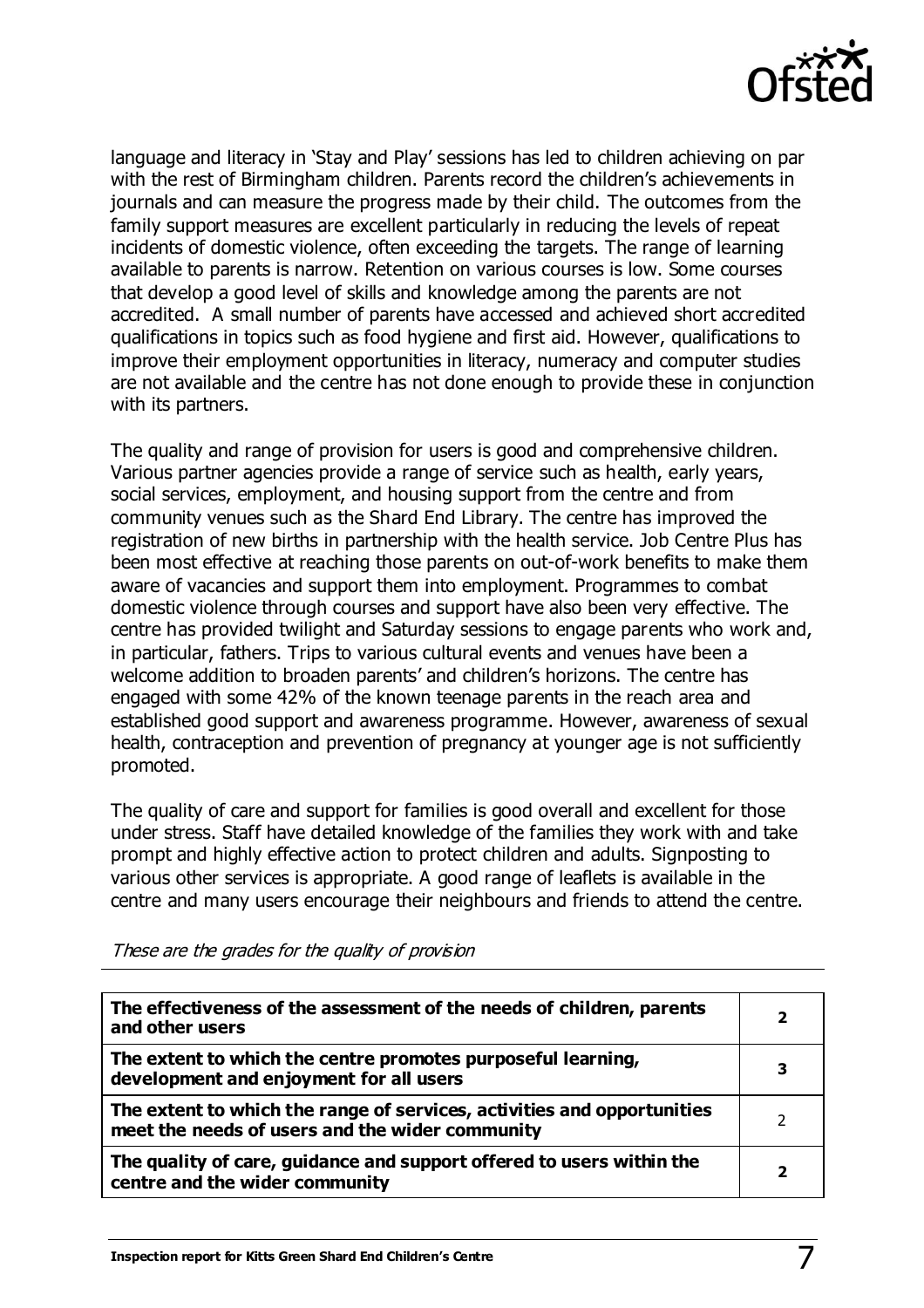language and literacy in 'Stay and Play' sessions has led to children achieving on par with the rest of Birmingham children. Parents record the children's achievements in journals and can measure the progress made by their child. The outcomes from the family support measures are excellent particularly in reducing the levels of repeat incidents of domestic violence, often exceeding the targets. The range of learning available to parents is narrow. Retention on various courses is low. Some courses that develop a good level of skills and knowledge among the parents are not accredited. A small number of parents have accessed and achieved short accredited qualifications in topics such as food hygiene and first aid. However, qualifications to improve their employment opportunities in literacy, numeracy and computer studies are not available and the centre has not done enough to provide these in conjunction with its partners.

The quality and range of provision for users is good and comprehensive children. Various partner agencies provide a range of service such as health, early years, social services, employment, and housing support from the centre and from community venues such as the Shard End Library. The centre has improved the registration of new births in partnership with the health service. Job Centre Plus has been most effective at reaching those parents on out-of-work benefits to make them aware of vacancies and support them into employment. Programmes to combat domestic violence through courses and support have also been very effective. The centre has provided twilight and Saturday sessions to engage parents who work and, in particular, fathers. Trips to various cultural events and venues have been a welcome addition to broaden parents' and children's horizons. The centre has engaged with some 42% of the known teenage parents in the reach area and established good support and awareness programme. However, awareness of sexual health, contraception and prevention of pregnancy at younger age is not sufficiently promoted.

The quality of care and support for families is good overall and excellent for those under stress. Staff have detailed knowledge of the families they work with and take prompt and highly effective action to protect children and adults. Signposting to various other services is appropriate. A good range of leaflets is available in the centre and many users encourage their neighbours and friends to attend the centre.

*These are the grades for the quality of provision*

| | |
|---|---|
| **The effectiveness of the assessment of the needs of children, parents and other users** | **2** |
| **The extent to which the centre promotes purposeful learning, development and enjoyment for all users** | **3** |
| **The extent to which the range of services, activities and opportunities meet the needs of users and the wider community** | 2 |
| **The quality of care, guidance and support offered to users within the centre and the wider community** | **2** |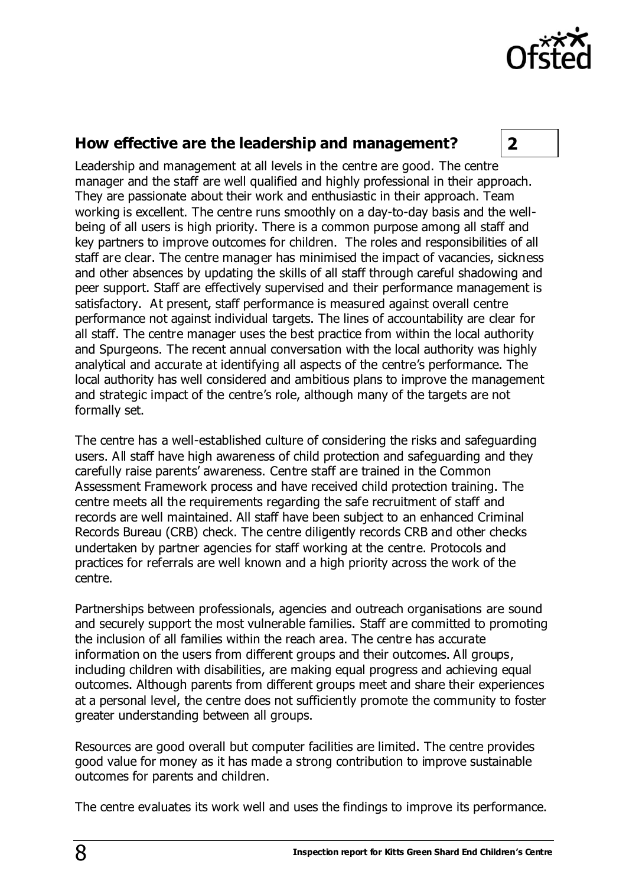## How effective are the leadership and management? **2**

Leadership and management at all levels in the centre are good. The centre manager and the staff are well qualified and highly professional in their approach. They are passionate about their work and enthusiastic in their approach. Team working is excellent. The centre runs smoothly on a day-to-day basis and the well-being of all users is high priority. There is a common purpose among all staff and key partners to improve outcomes for children. The roles and responsibilities of all staff are clear. The centre manager has minimised the impact of vacancies, sickness and other absences by updating the skills of all staff through careful shadowing and peer support. Staff are effectively supervised and their performance management is satisfactory. At present, staff performance is measured against overall centre performance not against individual targets. The lines of accountability are clear for all staff. The centre manager uses the best practice from within the local authority and Spurgeons. The recent annual conversation with the local authority was highly analytical and accurate at identifying all aspects of the centre's performance. The local authority has well considered and ambitious plans to improve the management and strategic impact of the centre's role, although many of the targets are not formally set.

The centre has a well-established culture of considering the risks and safeguarding users. All staff have high awareness of child protection and safeguarding and they carefully raise parents' awareness. Centre staff are trained in the Common Assessment Framework process and have received child protection training. The centre meets all the requirements regarding the safe recruitment of staff and records are well maintained. All staff have been subject to an enhanced Criminal Records Bureau (CRB) check. The centre diligently records CRB and other checks undertaken by partner agencies for staff working at the centre. Protocols and practices for referrals are well known and a high priority across the work of the centre.

Partnerships between professionals, agencies and outreach organisations are sound and securely support the most vulnerable families. Staff are committed to promoting the inclusion of all families within the reach area. The centre has accurate information on the users from different groups and their outcomes. All groups, including children with disabilities, are making equal progress and achieving equal outcomes. Although parents from different groups meet and share their experiences at a personal level, the centre does not sufficiently promote the community to foster greater understanding between all groups.

Resources are good overall but computer facilities are limited. The centre provides good value for money as it has made a strong contribution to improve sustainable outcomes for parents and children.

The centre evaluates its work well and uses the findings to improve its performance.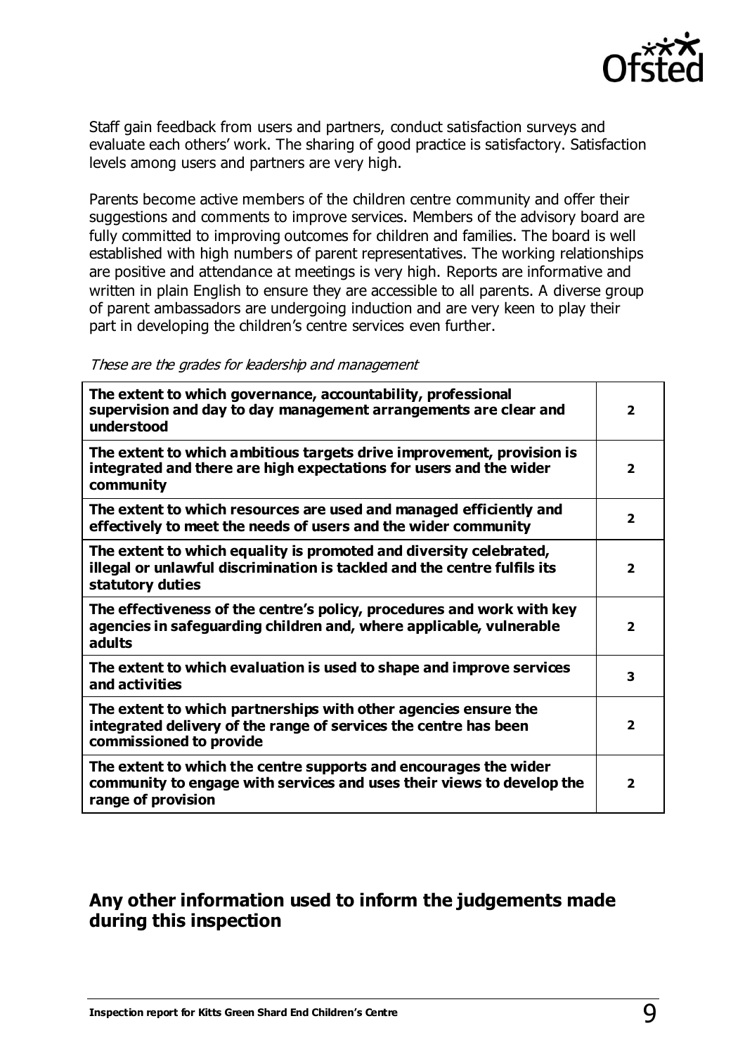Staff gain feedback from users and partners, conduct satisfaction surveys and evaluate each others' work. The sharing of good practice is satisfactory. Satisfaction levels among users and partners are very high.

Parents become active members of the children centre community and offer their suggestions and comments to improve services. Members of the advisory board are fully committed to improving outcomes for children and families. The board is well established with high numbers of parent representatives. The working relationships are positive and attendance at meetings is very high. Reports are informative and written in plain English to ensure they are accessible to all parents. A diverse group of parent ambassadors are undergoing induction and are very keen to play their part in developing the children's centre services even further.

*These are the grades for leadership and management*

| | |
|---|---|
| **The extent to which governance, accountability, professional supervision and day to day management arrangements are clear and understood** | **2** |
| **The extent to which ambitious targets drive improvement, provision is integrated and there are high expectations for users and the wider community** | **2** |
| **The extent to which resources are used and managed efficiently and effectively to meet the needs of users and the wider community** | **2** |
| **The extent to which equality is promoted and diversity celebrated, illegal or unlawful discrimination is tackled and the centre fulfils its statutory duties** | **2** |
| **The effectiveness of the centre's policy, procedures and work with key agencies in safeguarding children and, where applicable, vulnerable adults** | **2** |
| **The extent to which evaluation is used to shape and improve services and activities** | **3** |
| **The extent to which partnerships with other agencies ensure the integrated delivery of the range of services the centre has been commissioned to provide** | **2** |
| **The extent to which the centre supports and encourages the wider community to engage with services and uses their views to develop the range of provision** | **2** |

## Any other information used to inform the judgements made during this inspection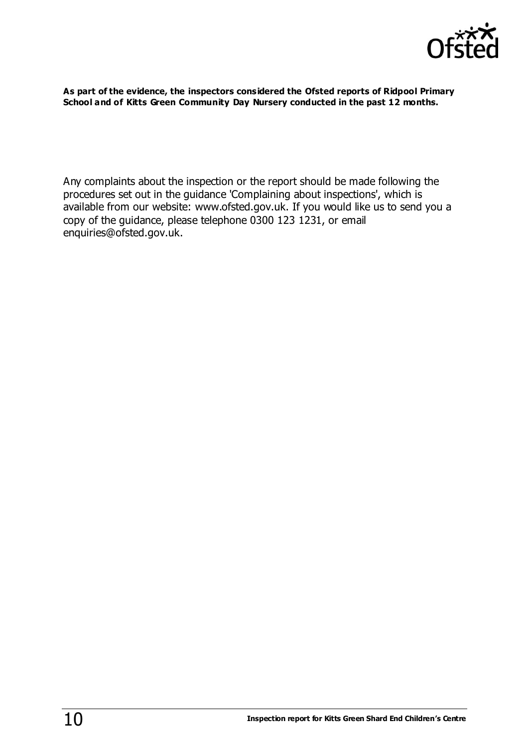**As part of the evidence, the inspectors considered the Ofsted reports of Ridpool Primary School and of Kitts Green Community Day Nursery conducted in the past 12 months.**

Any complaints about the inspection or the report should be made following the procedures set out in the guidance 'Complaining about inspections', which is available from our website: www.ofsted.gov.uk. If you would like us to send you a copy of the guidance, please telephone 0300 123 1231, or email enquiries@ofsted.gov.uk.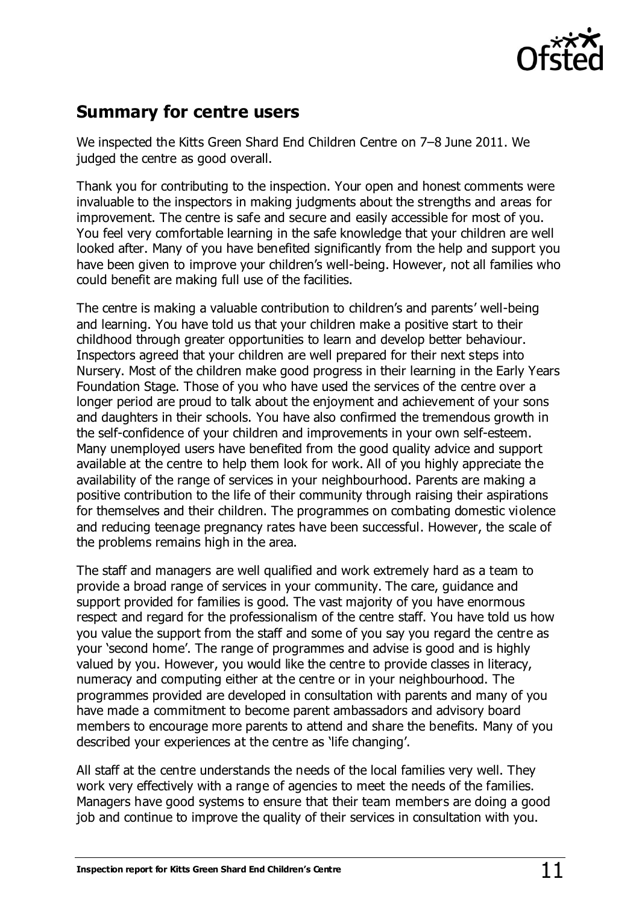## Summary for centre users

We inspected the Kitts Green Shard End Children Centre on 7–8 June 2011. We judged the centre as good overall.

Thank you for contributing to the inspection. Your open and honest comments were invaluable to the inspectors in making judgments about the strengths and areas for improvement. The centre is safe and secure and easily accessible for most of you. You feel very comfortable learning in the safe knowledge that your children are well looked after. Many of you have benefited significantly from the help and support you have been given to improve your children's well-being. However, not all families who could benefit are making full use of the facilities.

The centre is making a valuable contribution to children's and parents' well-being and learning. You have told us that your children make a positive start to their childhood through greater opportunities to learn and develop better behaviour. Inspectors agreed that your children are well prepared for their next steps into Nursery. Most of the children make good progress in their learning in the Early Years Foundation Stage. Those of you who have used the services of the centre over a longer period are proud to talk about the enjoyment and achievement of your sons and daughters in their schools. You have also confirmed the tremendous growth in the self-confidence of your children and improvements in your own self-esteem. Many unemployed users have benefited from the good quality advice and support available at the centre to help them look for work. All of you highly appreciate the availability of the range of services in your neighbourhood. Parents are making a positive contribution to the life of their community through raising their aspirations for themselves and their children. The programmes on combating domestic violence and reducing teenage pregnancy rates have been successful. However, the scale of the problems remains high in the area.

The staff and managers are well qualified and work extremely hard as a team to provide a broad range of services in your community. The care, guidance and support provided for families is good. The vast majority of you have enormous respect and regard for the professionalism of the centre staff. You have told us how you value the support from the staff and some of you say you regard the centre as your 'second home'. The range of programmes and advise is good and is highly valued by you. However, you would like the centre to provide classes in literacy, numeracy and computing either at the centre or in your neighbourhood. The programmes provided are developed in consultation with parents and many of you have made a commitment to become parent ambassadors and advisory board members to encourage more parents to attend and share the benefits. Many of you described your experiences at the centre as 'life changing'.

All staff at the centre understands the needs of the local families very well. They work very effectively with a range of agencies to meet the needs of the families. Managers have good systems to ensure that their team members are doing a good job and continue to improve the quality of their services in consultation with you.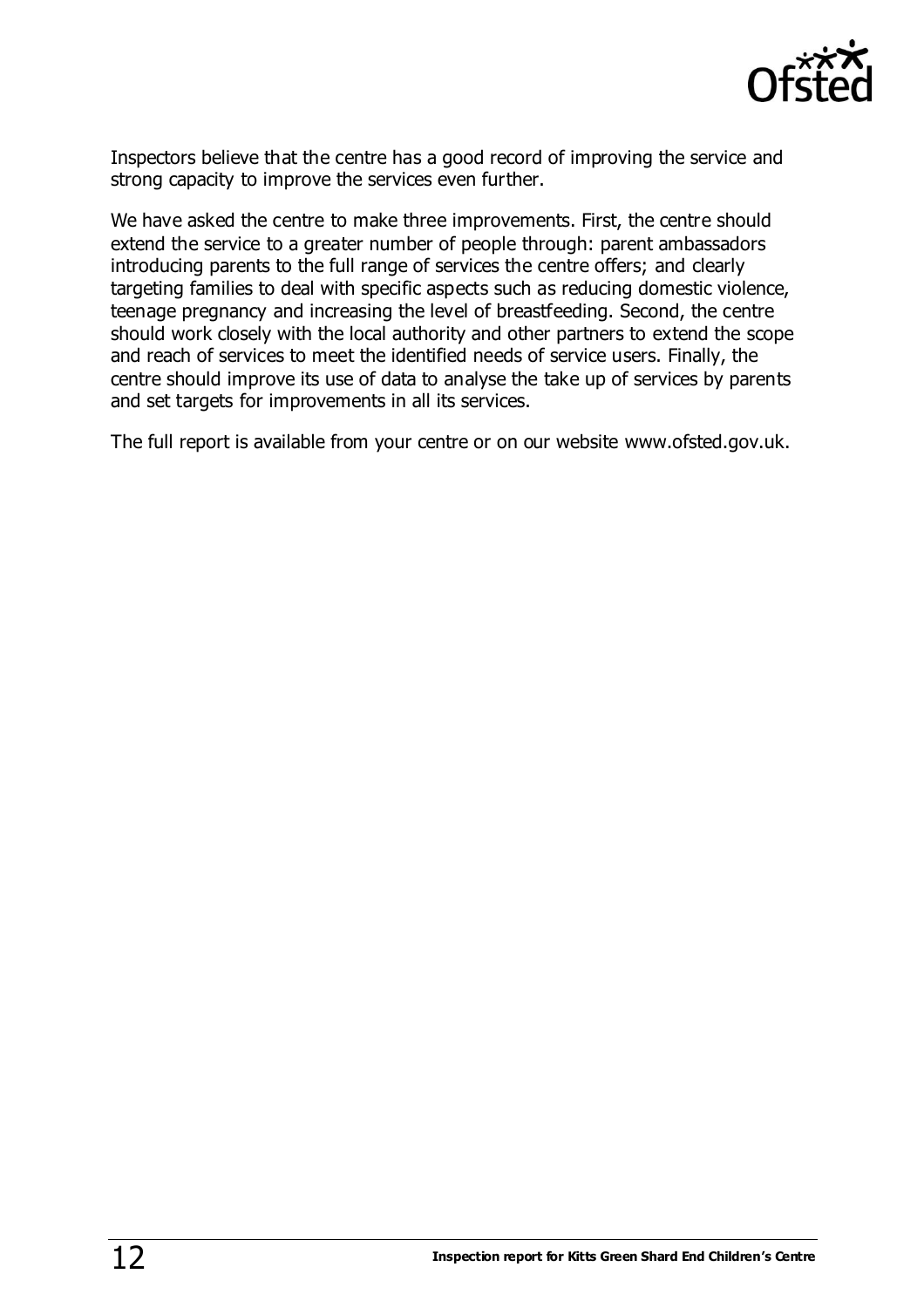Inspectors believe that the centre has a good record of improving the service and strong capacity to improve the services even further.

We have asked the centre to make three improvements. First, the centre should extend the service to a greater number of people through: parent ambassadors introducing parents to the full range of services the centre offers; and clearly targeting families to deal with specific aspects such as reducing domestic violence, teenage pregnancy and increasing the level of breastfeeding. Second, the centre should work closely with the local authority and other partners to extend the scope and reach of services to meet the identified needs of service users. Finally, the centre should improve its use of data to analyse the take up of services by parents and set targets for improvements in all its services.

The full report is available from your centre or on our website www.ofsted.gov.uk.